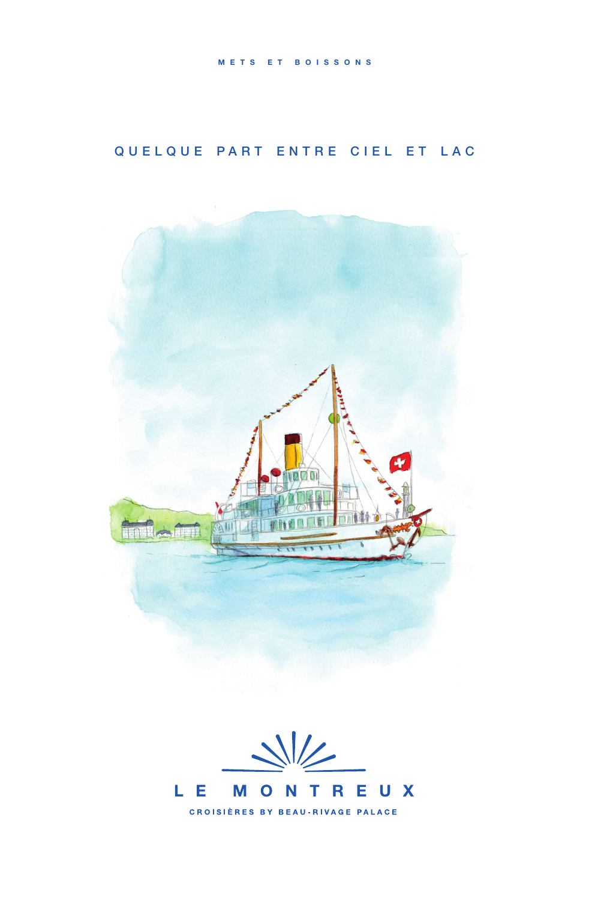METS ET BOISSONS

# QUELQUE PART ENTRE CIEL ET LAC

## LE MONTREUX

CROISIÈRES BY BEAU-RIVAGE PALACE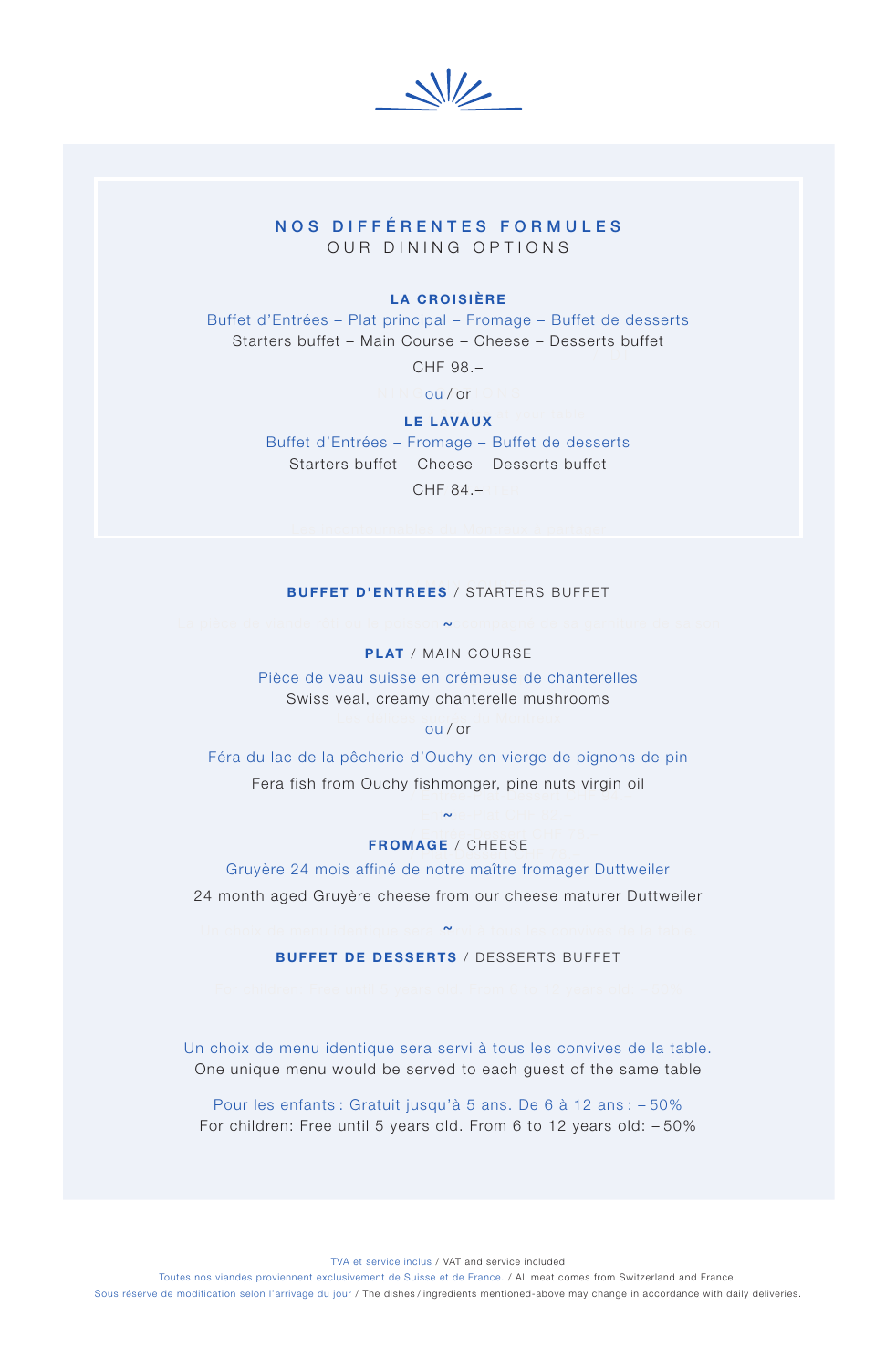## NOS DIFFÉRENTES FORMULES
OUR DINING OPTIONS

**LA CROISIÈRE**

Buffet d'Entrées – Plat principal – Fromage – Buffet de desserts
Starters buffet – Main Course – Cheese – Desserts buffet

CHF 98.–

ou / or

**LE LAVAUX**

Buffet d'Entrées – Fromage – Buffet de desserts
Starters buffet – Cheese – Desserts buffet

CHF 84.–

**BUFFET D'ENTREES** / STARTERS BUFFET

~

**PLAT** / MAIN COURSE

Pièce de veau suisse en crémeuse de chanterelles
Swiss veal, creamy chanterelle mushrooms

ou / or

Féra du lac de la pêcherie d'Ouchy en vierge de pignons de pin

Fera fish from Ouchy fishmonger, pine nuts virgin oil

~

**FROMAGE** / CHEESE

Gruyère 24 mois affiné de notre maître fromager Duttweiler

24 month aged Gruyère cheese from our cheese maturer Duttweiler

~

**BUFFET DE DESSERTS** / DESSERTS BUFFET

Un choix de menu identique sera servi à tous les convives de la table.
One unique menu would be served to each guest of the same table

Pour les enfants : Gratuit jusqu'à 5 ans. De 6 à 12 ans : – 50%
For children: Free until 5 years old. From 6 to 12 years old: – 50%

TVA et service inclus / VAT and service included
Toutes nos viandes proviennent exclusivement de Suisse et de France. / All meat comes from Switzerland and France.
Sous réserve de modification selon l'arrivage du jour / The dishes / ingredients mentioned-above may change in accordance with daily deliveries.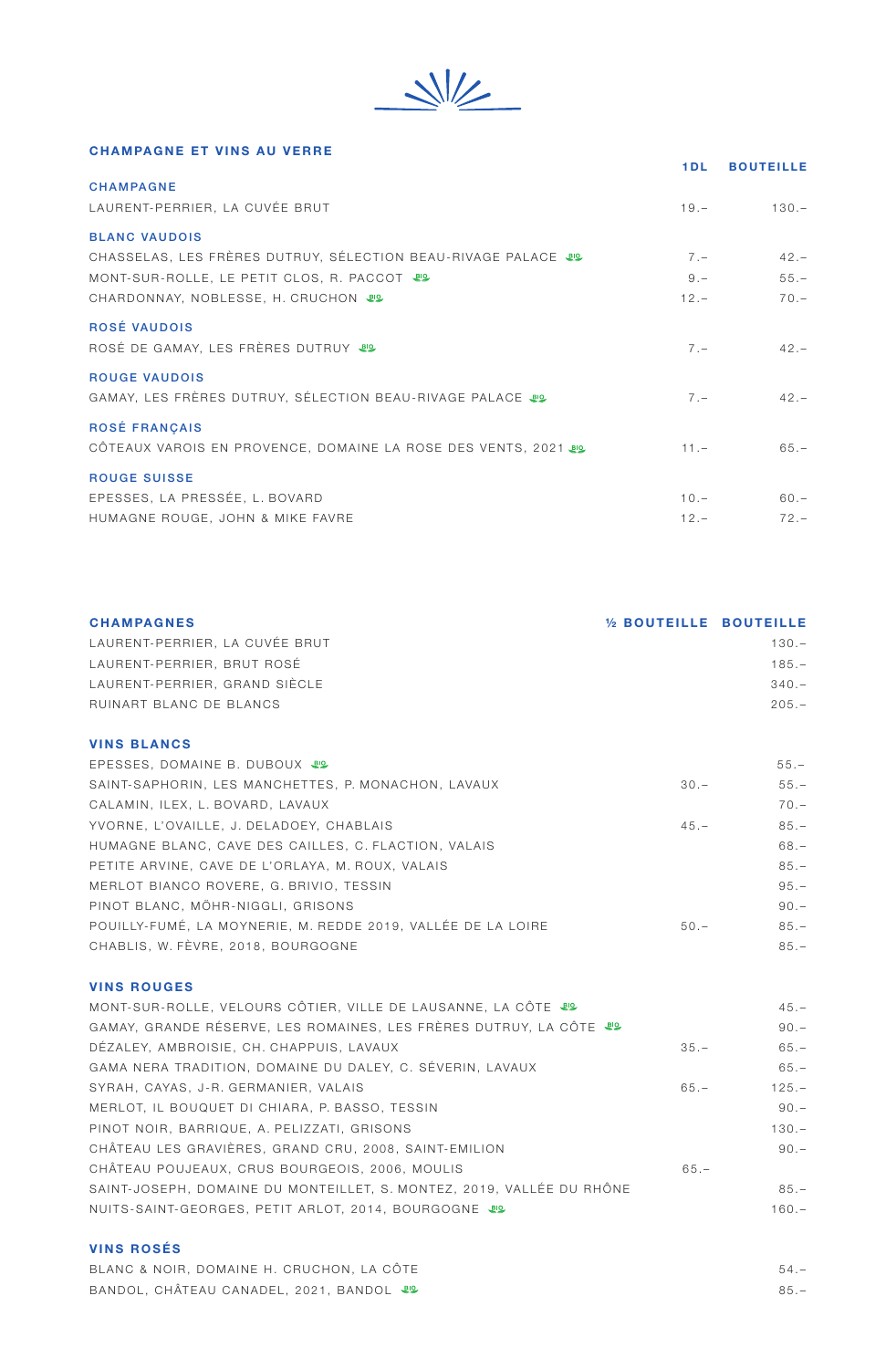## CHAMPAGNE ET VINS AU VERRE

| | 1DL | BOUTEILLE |
|---|---|---|
| **CHAMPAGNE** | | |
| LAURENT-PERRIER, LA CUVÉE BRUT | 19.– | 130.– |
| **BLANC VAUDOIS** | | |
| CHASSELAS, LES FRÈRES DUTRUY, SÉLECTION BEAU-RIVAGE PALACE BIO | 7.– | 42.– |
| MONT-SUR-ROLLE, LE PETIT CLOS, R. PACCOT BIO | 9.– | 55.– |
| CHARDONNAY, NOBLESSE, H. CRUCHON BIO | 12.– | 70.– |
| **ROSÉ VAUDOIS** | | |
| ROSÉ DE GAMAY, LES FRÈRES DUTRUY BIO | 7.– | 42.– |
| **ROUGE VAUDOIS** | | |
| GAMAY, LES FRÈRES DUTRUY, SÉLECTION BEAU-RIVAGE PALACE BIO | 7.– | 42.– |
| **ROSÉ FRANÇAIS** | | |
| CÔTEAUX VAROIS EN PROVENCE, DOMAINE LA ROSE DES VENTS, 2021 BIO | 11.– | 65.– |
| **ROUGE SUISSE** | | |
| EPESSES, LA PRESSÉE, L. BOVARD | 10.– | 60.– |
| HUMAGNE ROUGE, JOHN & MIKE FAVRE | 12.– | 72.– |

| **CHAMPAGNES** | ½ BOUTEILLE | BOUTEILLE |
|---|---|---|
| LAURENT-PERRIER, LA CUVÉE BRUT | | 130.– |
| LAURENT-PERRIER, BRUT ROSÉ | | 185.– |
| LAURENT-PERRIER, GRAND SIÈCLE | | 340.– |
| RUINART BLANC DE BLANCS | | 205.– |
| **VINS BLANCS** | | |
| EPESSES, DOMAINE B. DUBOUX BIO | | 55.– |
| SAINT-SAPHORIN, LES MANCHETTES, P. MONACHON, LAVAUX | 30.– | 55.– |
| CALAMIN, ILEX, L. BOVARD, LAVAUX | | 70.– |
| YVORNE, L'OVAILLE, J. DELADOEY, CHABLAIS | 45.– | 85.– |
| HUMAGNE BLANC, CAVE DES CAILLES, C. FLACTION, VALAIS | | 68.– |
| PETITE ARVINE, CAVE DE L'ORLAYA, M. ROUX, VALAIS | | 85.– |
| MERLOT BIANCO ROVERE, G. BRIVIO, TESSIN | | 95.– |
| PINOT BLANC, MÖHR-NIGGLI, GRISONS | | 90.– |
| POUILLY-FUMÉ, LA MOYNERIE, M. REDDE 2019, VALLÉE DE LA LOIRE | 50.– | 85.– |
| CHABLIS, W. FÈVRE, 2018, BOURGOGNE | | 85.– |
| **VINS ROUGES** | | |
| MONT-SUR-ROLLE, VELOURS CÔTIER, VILLE DE LAUSANNE, LA CÔTE BIO | | 45.– |
| GAMAY, GRANDE RÉSERVE, LES ROMAINES, LES FRÈRES DUTRUY, LA CÔTE BIO | | 90.– |
| DÉZALEY, AMBROISIE, CH. CHAPPUIS, LAVAUX | 35.– | 65.– |
| GAMA NERA TRADITION, DOMAINE DU DALEY, C. SÉVERIN, LAVAUX | | 65.– |
| SYRAH, CAYAS, J-R. GERMANIER, VALAIS | 65.– | 125.– |
| MERLOT, IL BOUQUET DI CHIARA, P. BASSO, TESSIN | | 90.– |
| PINOT NOIR, BARRIQUE, A. PELIZZATI, GRISONS | | 130.– |
| CHÂTEAU LES GRAVIÈRES, GRAND CRU, 2008, SAINT-EMILION | | 90.– |
| CHÂTEAU POUJEAUX, CRUS BOURGEOIS, 2006, MOULIS | 65.– | |
| SAINT-JOSEPH, DOMAINE DU MONTEILLET, S. MONTEZ, 2019, VALLÉE DU RHÔNE | | 85.– |
| NUITS-SAINT-GEORGES, PETIT ARLOT, 2014, BOURGOGNE BIO | | 160.– |
| **VINS ROSÉS** | | |
| BLANC & NOIR, DOMAINE H. CRUCHON, LA CÔTE | | 54.– |
| BANDOL, CHÂTEAU CANADEL, 2021, BANDOL BIO | | 85.– |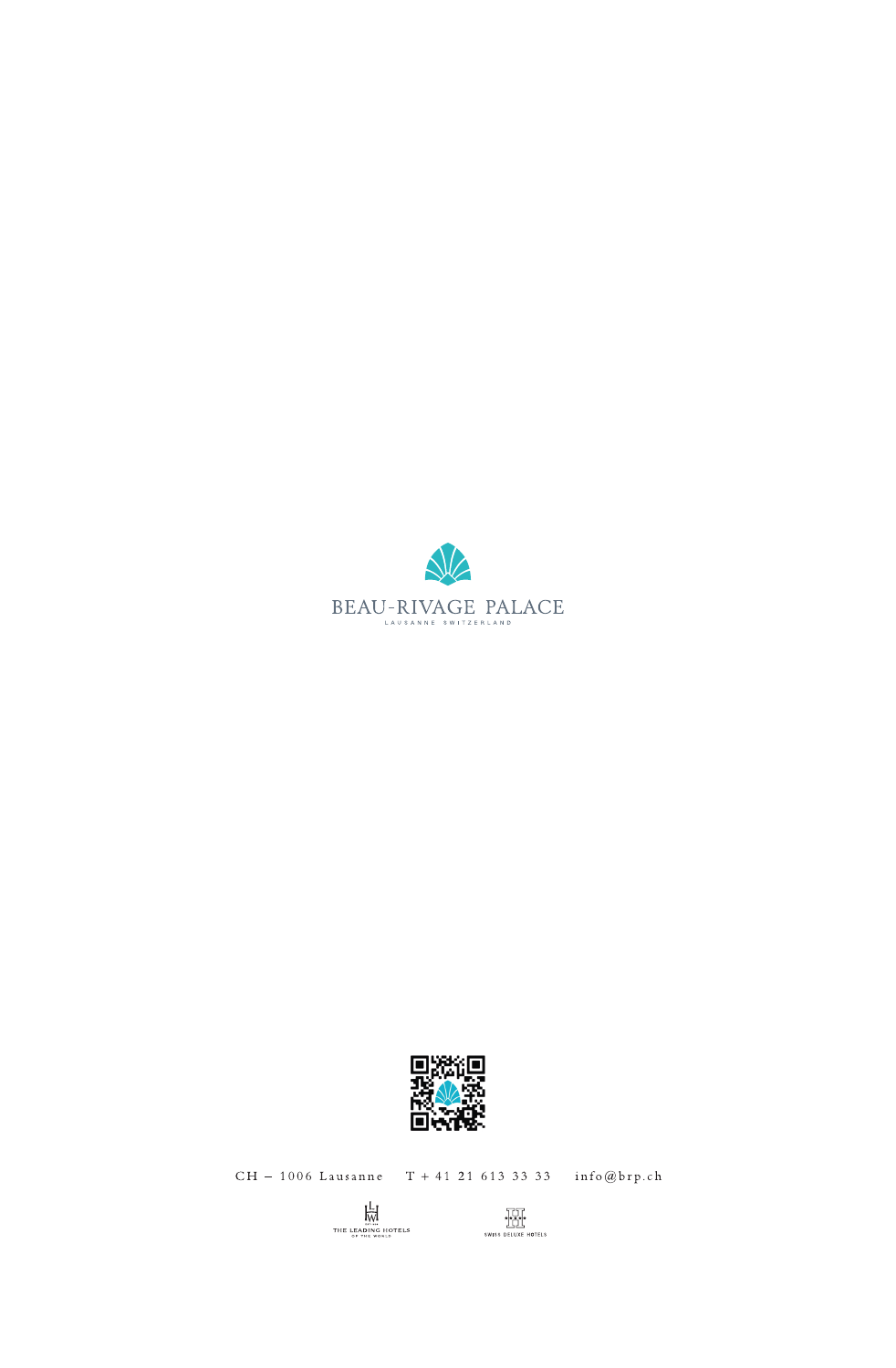BEAU-RIVAGE PALACE

LAUSANNE SWITZERLAND

CH – 1006 Lausanne T + 41 21 613 33 33 info@brp.ch

THE LEADING HOTELS OF THE WORLD

SWISS DELUXE HOTELS